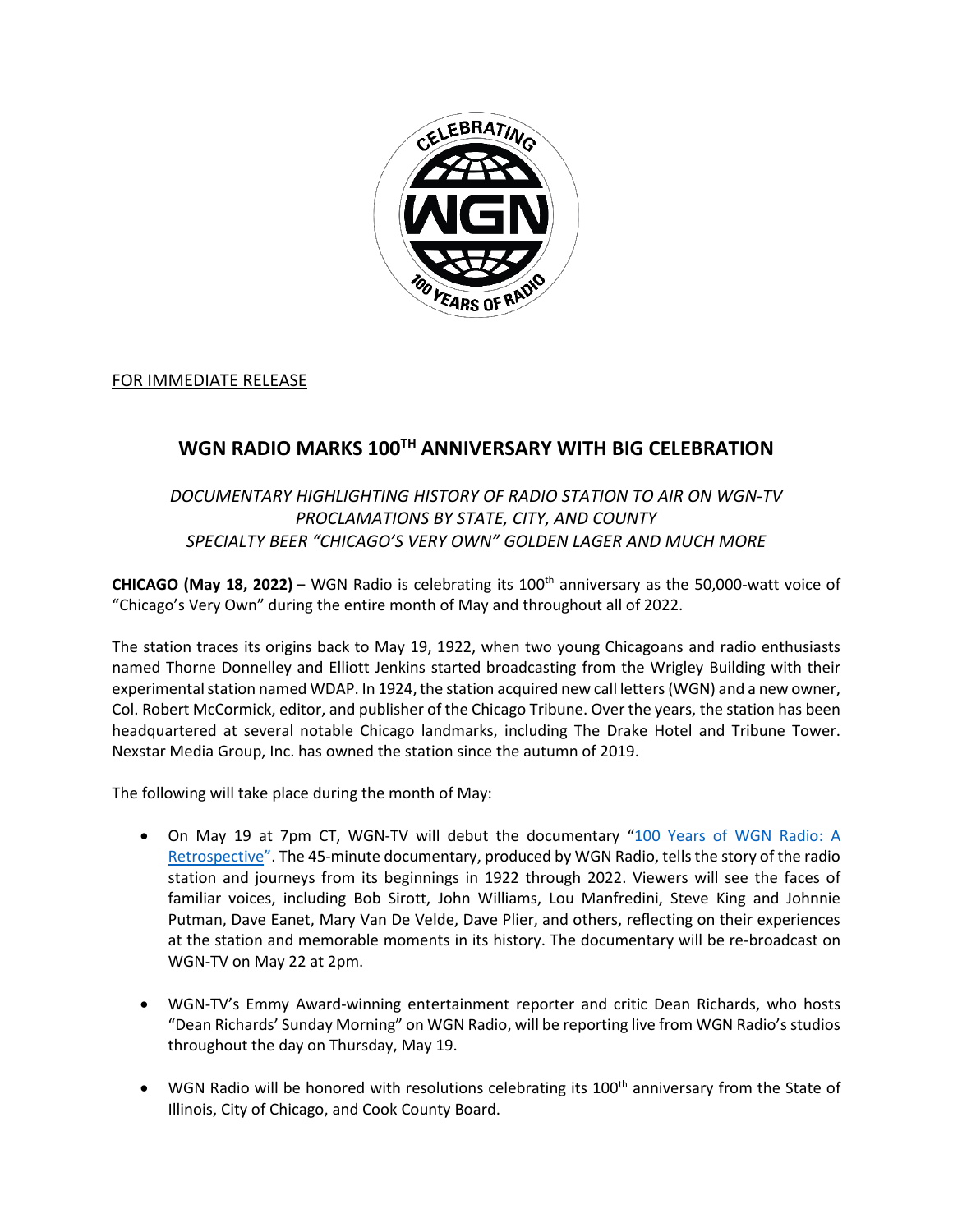FOR IMMEDIATE RELEASE

# WGN RADIO MARKS 100TH ANNIVERSARY WITH BIG CELEBRATION

*DOCUMENTARY HIGHLIGHTING HISTORY OF RADIO STATION TO AIR ON WGN-TV*
*PROCLAMATIONS BY STATE, CITY, AND COUNTY*
*SPECIALTY BEER "CHICAGO'S VERY OWN" GOLDEN LAGER AND MUCH MORE*

**CHICAGO (May 18, 2022)** – WGN Radio is celebrating its 100th anniversary as the 50,000-watt voice of "Chicago's Very Own" during the entire month of May and throughout all of 2022.

The station traces its origins back to May 19, 1922, when two young Chicagoans and radio enthusiasts named Thorne Donnelley and Elliott Jenkins started broadcasting from the Wrigley Building with their experimental station named WDAP. In 1924, the station acquired new call letters (WGN) and a new owner, Col. Robert McCormick, editor, and publisher of the Chicago Tribune. Over the years, the station has been headquartered at several notable Chicago landmarks, including The Drake Hotel and Tribune Tower. Nexstar Media Group, Inc. has owned the station since the autumn of 2019.

The following will take place during the month of May:

- On May 19 at 7pm CT, WGN-TV will debut the documentary "100 Years of WGN Radio: A Retrospective". The 45-minute documentary, produced by WGN Radio, tells the story of the radio station and journeys from its beginnings in 1922 through 2022. Viewers will see the faces of familiar voices, including Bob Sirott, John Williams, Lou Manfredini, Steve King and Johnnie Putman, Dave Eanet, Mary Van De Velde, Dave Plier, and others, reflecting on their experiences at the station and memorable moments in its history. The documentary will be re-broadcast on WGN-TV on May 22 at 2pm.

- WGN-TV's Emmy Award-winning entertainment reporter and critic Dean Richards, who hosts "Dean Richards' Sunday Morning" on WGN Radio, will be reporting live from WGN Radio's studios throughout the day on Thursday, May 19.

- WGN Radio will be honored with resolutions celebrating its 100th anniversary from the State of Illinois, City of Chicago, and Cook County Board.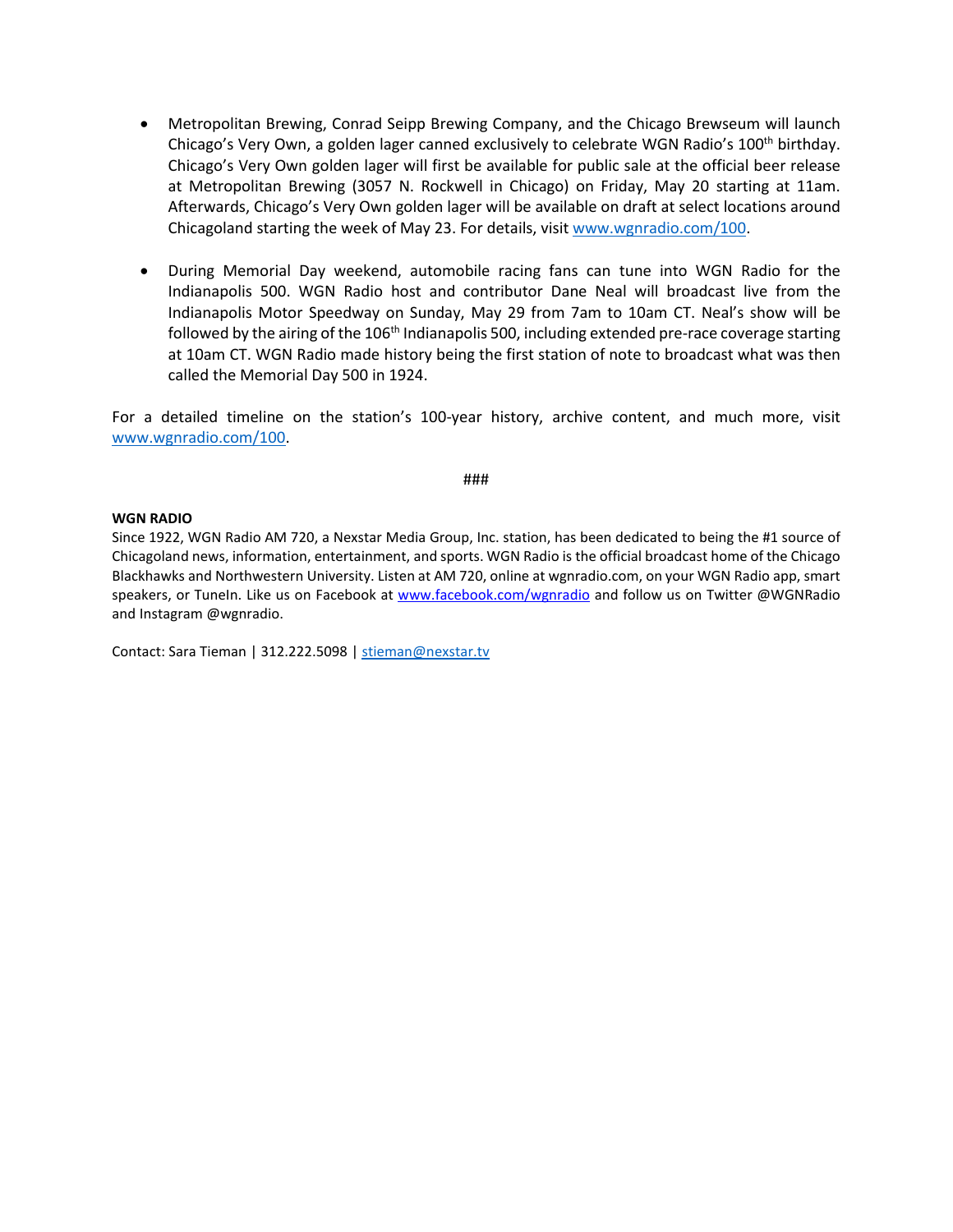- Metropolitan Brewing, Conrad Seipp Brewing Company, and the Chicago Brewseum will launch Chicago's Very Own, a golden lager canned exclusively to celebrate WGN Radio's 100th birthday. Chicago's Very Own golden lager will first be available for public sale at the official beer release at Metropolitan Brewing (3057 N. Rockwell in Chicago) on Friday, May 20 starting at 11am. Afterwards, Chicago's Very Own golden lager will be available on draft at select locations around Chicagoland starting the week of May 23. For details, visit [www.wgnradio.com/100](www.wgnradio.com/100).

- During Memorial Day weekend, automobile racing fans can tune into WGN Radio for the Indianapolis 500. WGN Radio host and contributor Dane Neal will broadcast live from the Indianapolis Motor Speedway on Sunday, May 29 from 7am to 10am CT. Neal's show will be followed by the airing of the 106th Indianapolis 500, including extended pre-race coverage starting at 10am CT. WGN Radio made history being the first station of note to broadcast what was then called the Memorial Day 500 in 1924.

For a detailed timeline on the station's 100-year history, archive content, and much more, visit [www.wgnradio.com/100](www.wgnradio.com/100).

###

**WGN RADIO**

Since 1922, WGN Radio AM 720, a Nexstar Media Group, Inc. station, has been dedicated to being the #1 source of Chicagoland news, information, entertainment, and sports. WGN Radio is the official broadcast home of the Chicago Blackhawks and Northwestern University. Listen at AM 720, online at wgnradio.com, on your WGN Radio app, smart speakers, or TuneIn. Like us on Facebook at [www.facebook.com/wgnradio](www.facebook.com/wgnradio) and follow us on Twitter @WGNRadio and Instagram @wgnradio.

Contact: Sara Tieman | 312.222.5098 | [stieman@nexstar.tv](mailto:stieman@nexstar.tv)